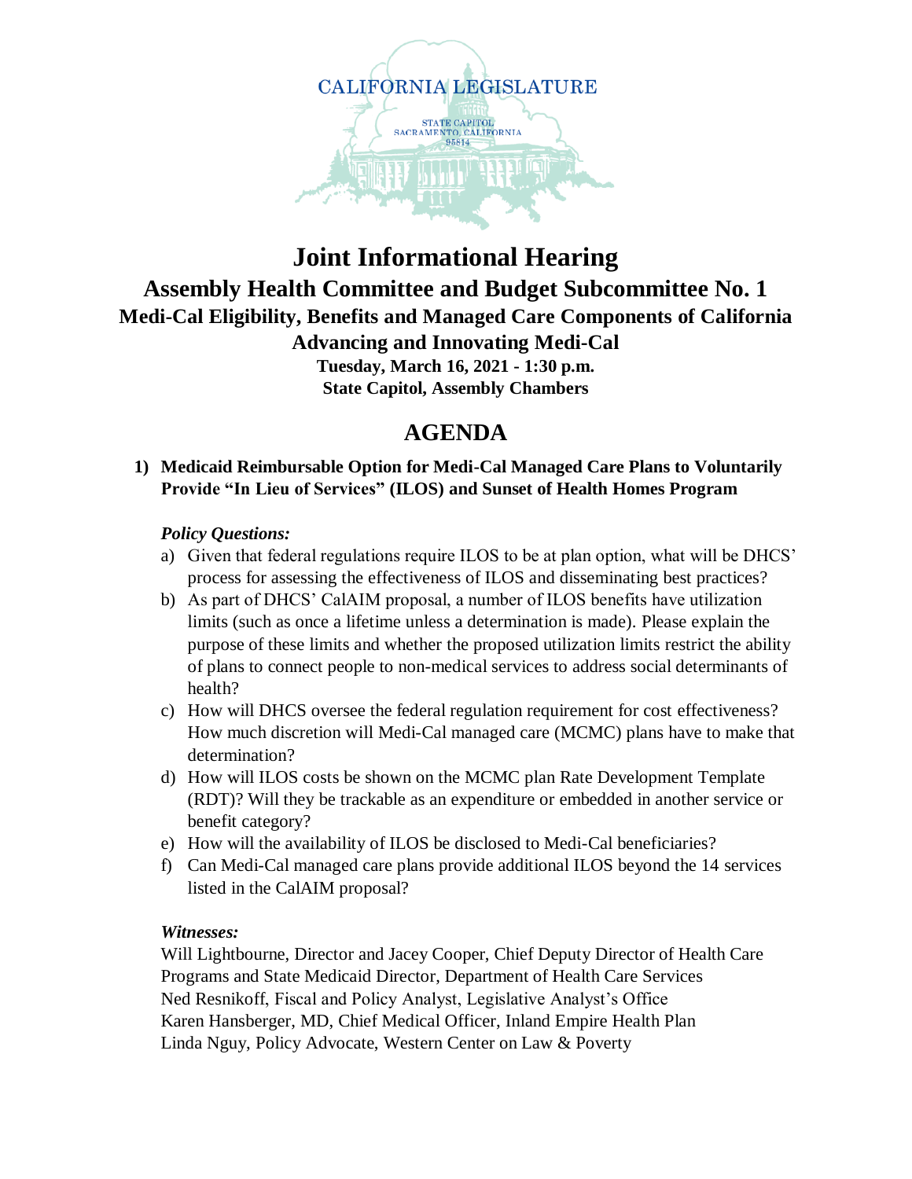CALIFORNIA LEGISLATURE

STATE CAPITOL
SACRAMENTO, CALIFORNIA
95814

# Joint Informational Hearing

## Assembly Health Committee and Budget Subcommittee No. 1

### Medi-Cal Eligibility, Benefits and Managed Care Components of California Advancing and Innovating Medi-Cal

**Tuesday, March 16, 2021 - 1:30 p.m.**
**State Capitol, Assembly Chambers**

## AGENDA

**1) Medicaid Reimbursable Option for Medi-Cal Managed Care Plans to Voluntarily Provide "In Lieu of Services" (ILOS) and Sunset of Health Homes Program**

***Policy Questions:***

a) Given that federal regulations require ILOS to be at plan option, what will be DHCS' process for assessing the effectiveness of ILOS and disseminating best practices?

b) As part of DHCS' CalAIM proposal, a number of ILOS benefits have utilization limits (such as once a lifetime unless a determination is made). Please explain the purpose of these limits and whether the proposed utilization limits restrict the ability of plans to connect people to non-medical services to address social determinants of health?

c) How will DHCS oversee the federal regulation requirement for cost effectiveness? How much discretion will Medi-Cal managed care (MCMC) plans have to make that determination?

d) How will ILOS costs be shown on the MCMC plan Rate Development Template (RDT)? Will they be trackable as an expenditure or embedded in another service or benefit category?

e) How will the availability of ILOS be disclosed to Medi-Cal beneficiaries?

f) Can Medi-Cal managed care plans provide additional ILOS beyond the 14 services listed in the CalAIM proposal?

***Witnesses:***

Will Lightbourne, Director and Jacey Cooper, Chief Deputy Director of Health Care Programs and State Medicaid Director, Department of Health Care Services
Ned Resnikoff, Fiscal and Policy Analyst, Legislative Analyst's Office
Karen Hansberger, MD, Chief Medical Officer, Inland Empire Health Plan
Linda Nguy, Policy Advocate, Western Center on Law & Poverty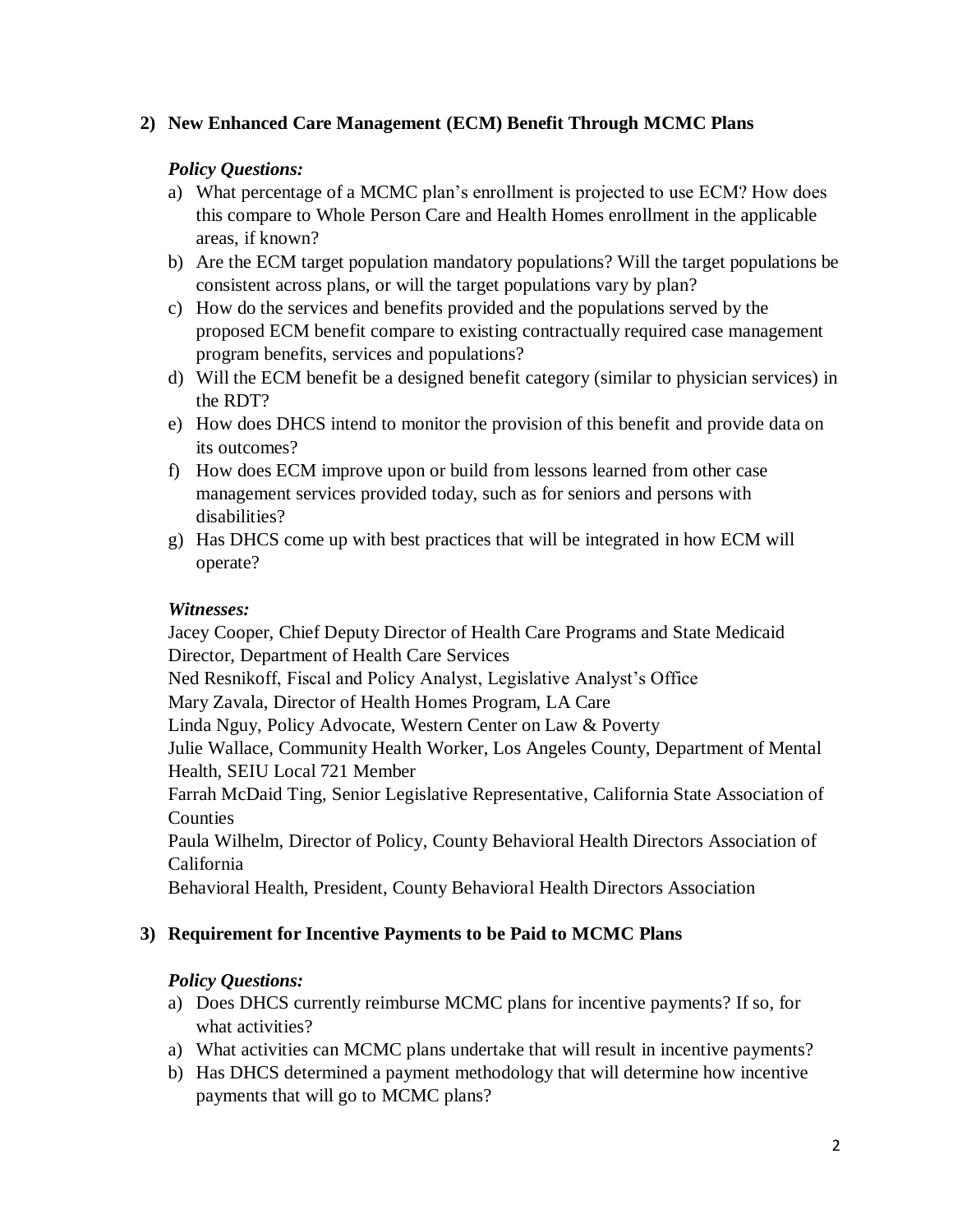**2) New Enhanced Care Management (ECM) Benefit Through MCMC Plans**

***Policy Questions:***

a) What percentage of a MCMC plan's enrollment is projected to use ECM? How does this compare to Whole Person Care and Health Homes enrollment in the applicable areas, if known?
b) Are the ECM target population mandatory populations? Will the target populations be consistent across plans, or will the target populations vary by plan?
c) How do the services and benefits provided and the populations served by the proposed ECM benefit compare to existing contractually required case management program benefits, services and populations?
d) Will the ECM benefit be a designed benefit category (similar to physician services) in the RDT?
e) How does DHCS intend to monitor the provision of this benefit and provide data on its outcomes?
f) How does ECM improve upon or build from lessons learned from other case management services provided today, such as for seniors and persons with disabilities?
g) Has DHCS come up with best practices that will be integrated in how ECM will operate?

***Witnesses:***

Jacey Cooper, Chief Deputy Director of Health Care Programs and State Medicaid Director, Department of Health Care Services
Ned Resnikoff, Fiscal and Policy Analyst, Legislative Analyst's Office
Mary Zavala, Director of Health Homes Program, LA Care
Linda Nguy, Policy Advocate, Western Center on Law & Poverty
Julie Wallace, Community Health Worker, Los Angeles County, Department of Mental Health, SEIU Local 721 Member
Farrah McDaid Ting, Senior Legislative Representative, California State Association of Counties
Paula Wilhelm, Director of Policy, County Behavioral Health Directors Association of California
Behavioral Health, President, County Behavioral Health Directors Association

**3) Requirement for Incentive Payments to be Paid to MCMC Plans**

***Policy Questions:***

a) Does DHCS currently reimburse MCMC plans for incentive payments? If so, for what activities?
a) What activities can MCMC plans undertake that will result in incentive payments?
b) Has DHCS determined a payment methodology that will determine how incentive payments that will go to MCMC plans?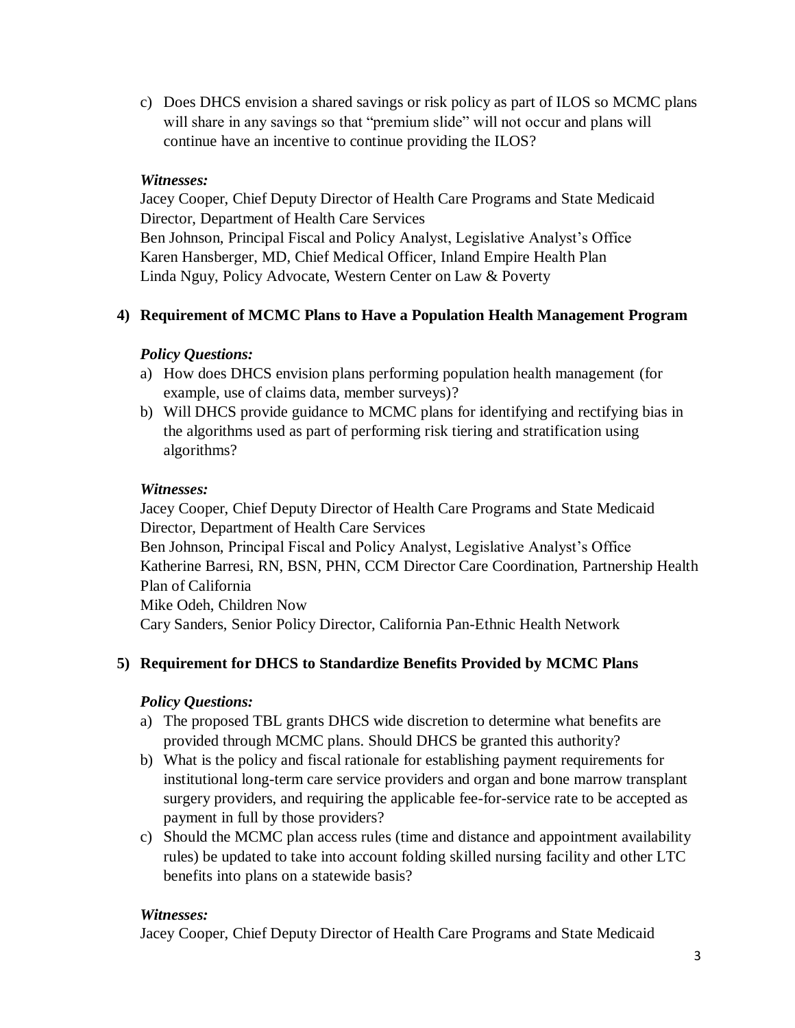c) Does DHCS envision a shared savings or risk policy as part of ILOS so MCMC plans will share in any savings so that "premium slide" will not occur and plans will continue have an incentive to continue providing the ILOS?

***Witnesses:***

Jacey Cooper, Chief Deputy Director of Health Care Programs and State Medicaid Director, Department of Health Care Services
Ben Johnson, Principal Fiscal and Policy Analyst, Legislative Analyst's Office
Karen Hansberger, MD, Chief Medical Officer, Inland Empire Health Plan
Linda Nguy, Policy Advocate, Western Center on Law & Poverty

**4) Requirement of MCMC Plans to Have a Population Health Management Program**

***Policy Questions:***

a) How does DHCS envision plans performing population health management (for example, use of claims data, member surveys)?
b) Will DHCS provide guidance to MCMC plans for identifying and rectifying bias in the algorithms used as part of performing risk tiering and stratification using algorithms?

***Witnesses:***

Jacey Cooper, Chief Deputy Director of Health Care Programs and State Medicaid Director, Department of Health Care Services
Ben Johnson, Principal Fiscal and Policy Analyst, Legislative Analyst's Office
Katherine Barresi, RN, BSN, PHN, CCM Director Care Coordination, Partnership Health Plan of California
Mike Odeh, Children Now
Cary Sanders, Senior Policy Director, California Pan-Ethnic Health Network

**5) Requirement for DHCS to Standardize Benefits Provided by MCMC Plans**

***Policy Questions:***

a) The proposed TBL grants DHCS wide discretion to determine what benefits are provided through MCMC plans. Should DHCS be granted this authority?
b) What is the policy and fiscal rationale for establishing payment requirements for institutional long-term care service providers and organ and bone marrow transplant surgery providers, and requiring the applicable fee-for-service rate to be accepted as payment in full by those providers?
c) Should the MCMC plan access rules (time and distance and appointment availability rules) be updated to take into account folding skilled nursing facility and other LTC benefits into plans on a statewide basis?

***Witnesses:***

Jacey Cooper, Chief Deputy Director of Health Care Programs and State Medicaid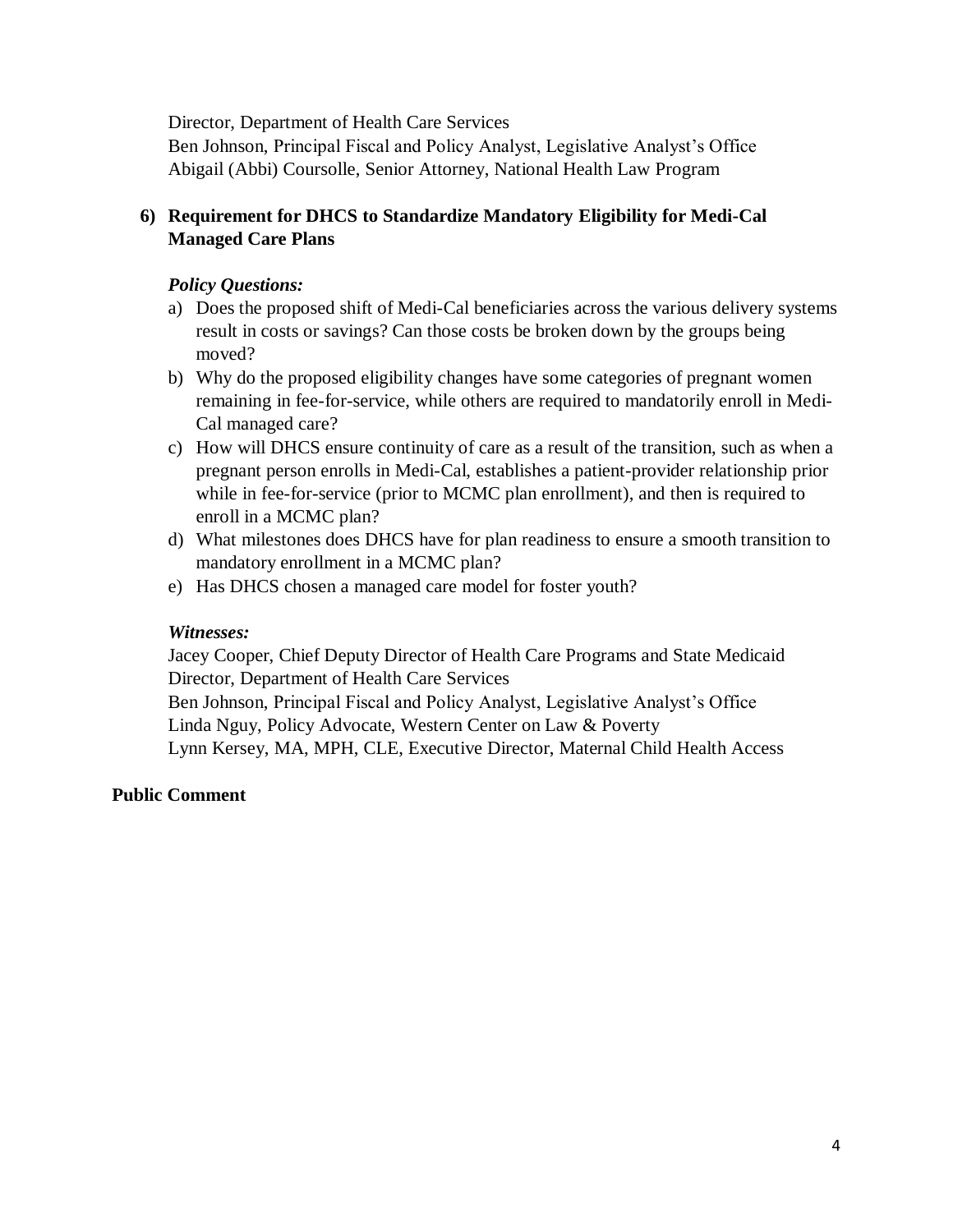Director, Department of Health Care Services
Ben Johnson, Principal Fiscal and Policy Analyst, Legislative Analyst's Office
Abigail (Abbi) Coursolle, Senior Attorney, National Health Law Program

**6) Requirement for DHCS to Standardize Mandatory Eligibility for Medi-Cal Managed Care Plans**

***Policy Questions:***

a) Does the proposed shift of Medi-Cal beneficiaries across the various delivery systems result in costs or savings? Can those costs be broken down by the groups being moved?
b) Why do the proposed eligibility changes have some categories of pregnant women remaining in fee-for-service, while others are required to mandatorily enroll in Medi-Cal managed care?
c) How will DHCS ensure continuity of care as a result of the transition, such as when a pregnant person enrolls in Medi-Cal, establishes a patient-provider relationship prior while in fee-for-service (prior to MCMC plan enrollment), and then is required to enroll in a MCMC plan?
d) What milestones does DHCS have for plan readiness to ensure a smooth transition to mandatory enrollment in a MCMC plan?
e) Has DHCS chosen a managed care model for foster youth?

***Witnesses:***

Jacey Cooper, Chief Deputy Director of Health Care Programs and State Medicaid Director, Department of Health Care Services
Ben Johnson, Principal Fiscal and Policy Analyst, Legislative Analyst's Office
Linda Nguy, Policy Advocate, Western Center on Law & Poverty
Lynn Kersey, MA, MPH, CLE, Executive Director, Maternal Child Health Access

**Public Comment**